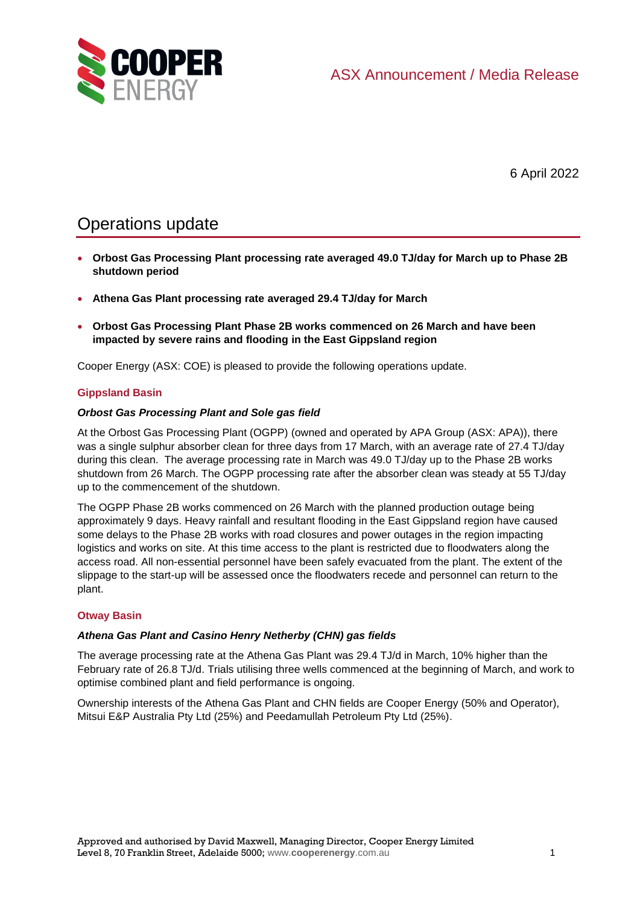ASX Announcement / Media Release

6 April 2022

# Operations update

- **Orbost Gas Processing Plant processing rate averaged 49.0 TJ/day for March up to Phase 2B shutdown period**
- **Athena Gas Plant processing rate averaged 29.4 TJ/day for March**
- **Orbost Gas Processing Plant Phase 2B works commenced on 26 March and have been impacted by severe rains and flooding in the East Gippsland region**

Cooper Energy (ASX: COE) is pleased to provide the following operations update.

## Gippsland Basin

### *Orbost Gas Processing Plant and Sole gas field*

At the Orbost Gas Processing Plant (OGPP) (owned and operated by APA Group (ASX: APA)), there was a single sulphur absorber clean for three days from 17 March, with an average rate of 27.4 TJ/day during this clean. The average processing rate in March was 49.0 TJ/day up to the Phase 2B works shutdown from 26 March. The OGPP processing rate after the absorber clean was steady at 55 TJ/day up to the commencement of the shutdown.

The OGPP Phase 2B works commenced on 26 March with the planned production outage being approximately 9 days. Heavy rainfall and resultant flooding in the East Gippsland region have caused some delays to the Phase 2B works with road closures and power outages in the region impacting logistics and works on site. At this time access to the plant is restricted due to floodwaters along the access road. All non-essential personnel have been safely evacuated from the plant. The extent of the slippage to the start-up will be assessed once the floodwaters recede and personnel can return to the plant.

## Otway Basin

### *Athena Gas Plant and Casino Henry Netherby (CHN) gas fields*

The average processing rate at the Athena Gas Plant was 29.4 TJ/d in March, 10% higher than the February rate of 26.8 TJ/d. Trials utilising three wells commenced at the beginning of March, and work to optimise combined plant and field performance is ongoing.

Ownership interests of the Athena Gas Plant and CHN fields are Cooper Energy (50% and Operator), Mitsui E&P Australia Pty Ltd (25%) and Peedamullah Petroleum Pty Ltd (25%).

Approved and authorised by David Maxwell, Managing Director, Cooper Energy Limited
Level 8, 70 Franklin Street, Adelaide 5000; www.cooperenergy.com.au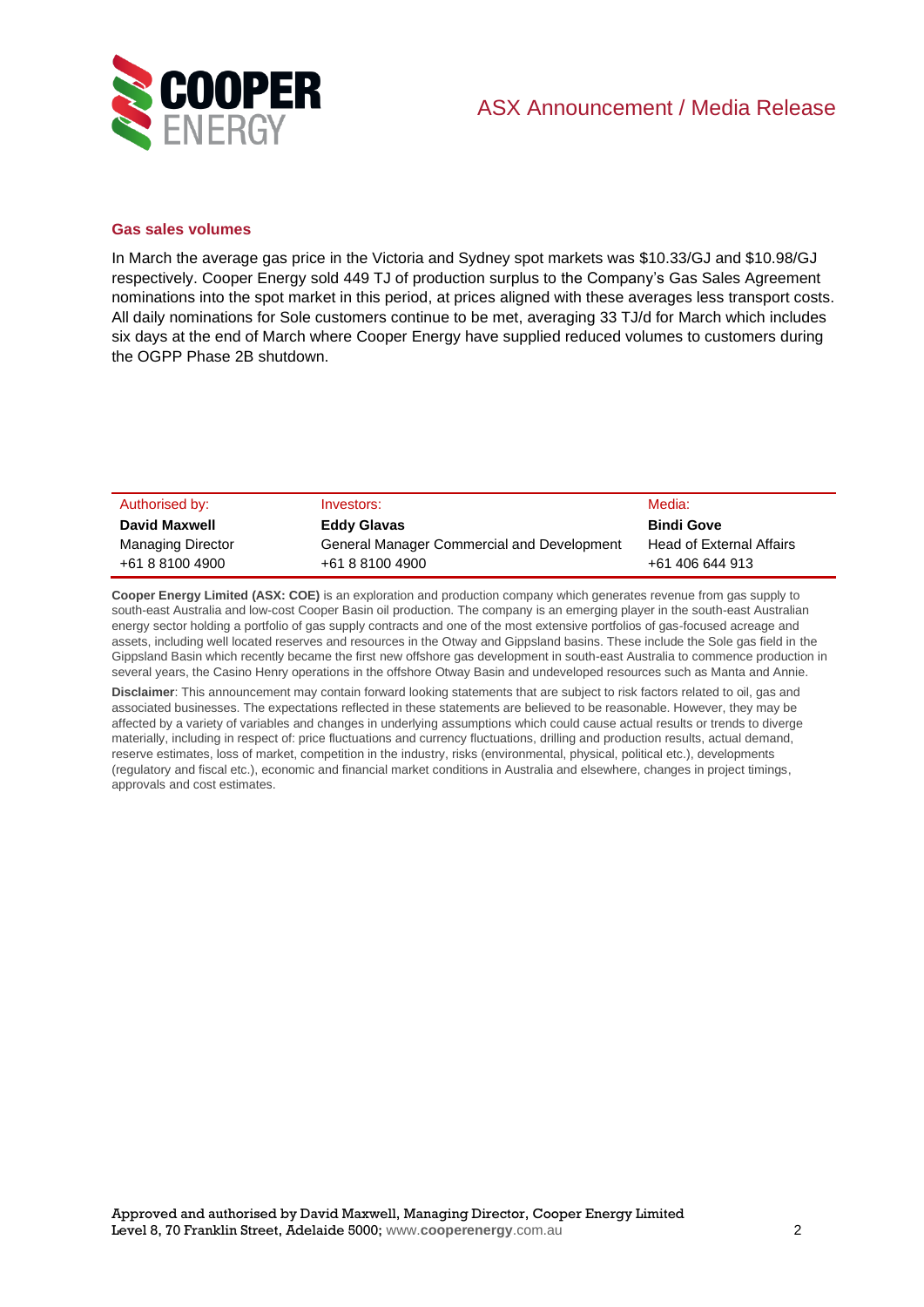## Gas sales volumes

In March the average gas price in the Victoria and Sydney spot markets was $10.33/GJ and $10.98/GJ respectively. Cooper Energy sold 449 TJ of production surplus to the Company's Gas Sales Agreement nominations into the spot market in this period, at prices aligned with these averages less transport costs. All daily nominations for Sole customers continue to be met, averaging 33 TJ/d for March which includes six days at the end of March where Cooper Energy have supplied reduced volumes to customers during the OGPP Phase 2B shutdown.

| Authorised by: | Investors: | Media: |
| --- | --- | --- |
| **David Maxwell** | **Eddy Glavas** | **Bindi Gove** |
| Managing Director | General Manager Commercial and Development | Head of External Affairs |
| +61 8 8100 4900 | +61 8 8100 4900 | +61 406 644 913 |

**Cooper Energy Limited (ASX: COE)** is an exploration and production company which generates revenue from gas supply to south-east Australia and low-cost Cooper Basin oil production. The company is an emerging player in the south-east Australian energy sector holding a portfolio of gas supply contracts and one of the most extensive portfolios of gas-focused acreage and assets, including well located reserves and resources in the Otway and Gippsland basins. These include the Sole gas field in the Gippsland Basin which recently became the first new offshore gas development in south-east Australia to commence production in several years, the Casino Henry operations in the offshore Otway Basin and undeveloped resources such as Manta and Annie.

**Disclaimer**: This announcement may contain forward looking statements that are subject to risk factors related to oil, gas and associated businesses. The expectations reflected in these statements are believed to be reasonable. However, they may be affected by a variety of variables and changes in underlying assumptions which could cause actual results or trends to diverge materially, including in respect of: price fluctuations and currency fluctuations, drilling and production results, actual demand, reserve estimates, loss of market, competition in the industry, risks (environmental, physical, political etc.), developments (regulatory and fiscal etc.), economic and financial market conditions in Australia and elsewhere, changes in project timings, approvals and cost estimates.